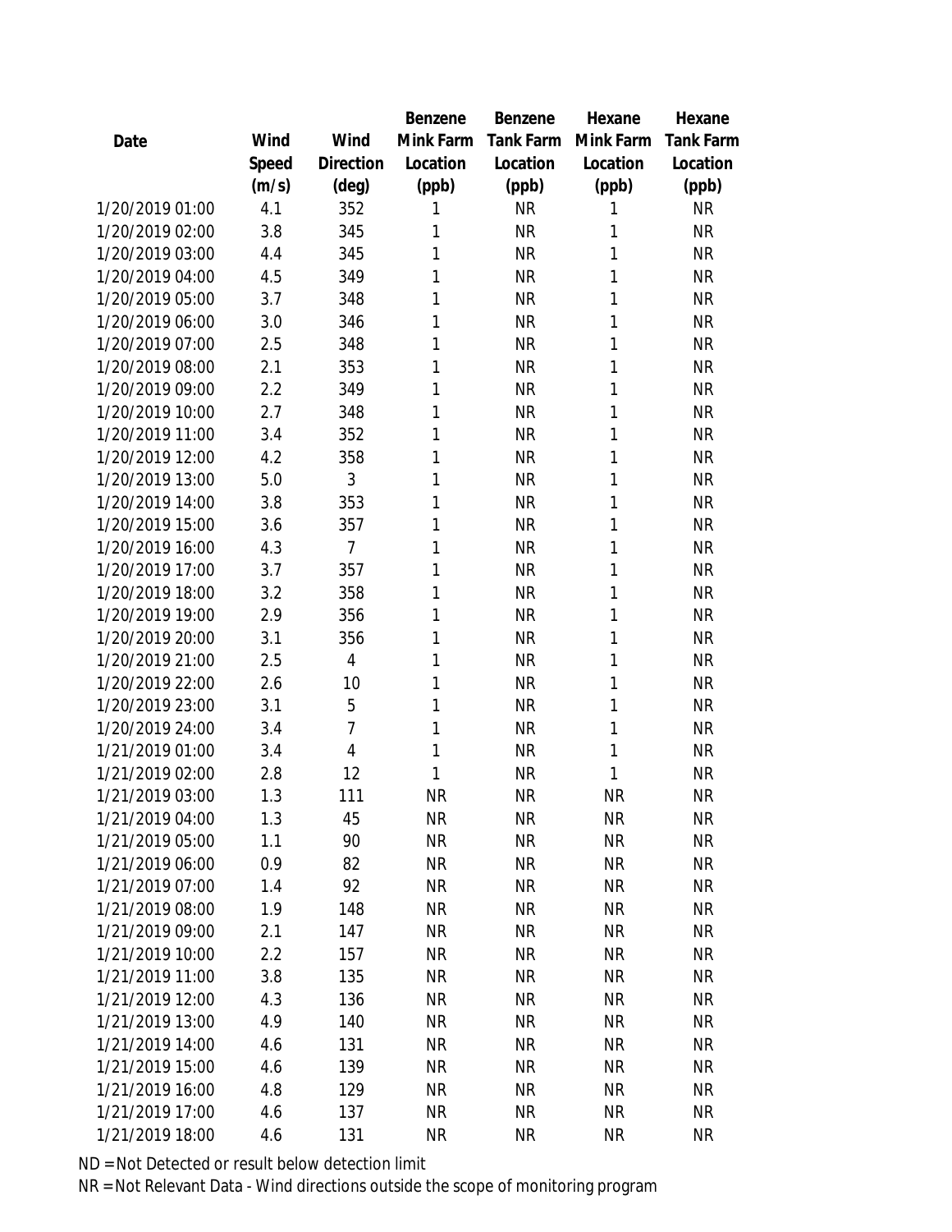| Date | Wind Speed (m/s) | Wind Direction (deg) | Benzene Mink Farm Location (ppb) | Benzene Tank Farm Location (ppb) | Hexane Mink Farm Location (ppb) | Hexane Tank Farm Location (ppb) |
|---|---|---|---|---|---|---|
| 1/20/2019 01:00 | 4.1 | 352 | 1 | NR | 1 | NR |
| 1/20/2019 02:00 | 3.8 | 345 | 1 | NR | 1 | NR |
| 1/20/2019 03:00 | 4.4 | 345 | 1 | NR | 1 | NR |
| 1/20/2019 04:00 | 4.5 | 349 | 1 | NR | 1 | NR |
| 1/20/2019 05:00 | 3.7 | 348 | 1 | NR | 1 | NR |
| 1/20/2019 06:00 | 3.0 | 346 | 1 | NR | 1 | NR |
| 1/20/2019 07:00 | 2.5 | 348 | 1 | NR | 1 | NR |
| 1/20/2019 08:00 | 2.1 | 353 | 1 | NR | 1 | NR |
| 1/20/2019 09:00 | 2.2 | 349 | 1 | NR | 1 | NR |
| 1/20/2019 10:00 | 2.7 | 348 | 1 | NR | 1 | NR |
| 1/20/2019 11:00 | 3.4 | 352 | 1 | NR | 1 | NR |
| 1/20/2019 12:00 | 4.2 | 358 | 1 | NR | 1 | NR |
| 1/20/2019 13:00 | 5.0 | 3 | 1 | NR | 1 | NR |
| 1/20/2019 14:00 | 3.8 | 353 | 1 | NR | 1 | NR |
| 1/20/2019 15:00 | 3.6 | 357 | 1 | NR | 1 | NR |
| 1/20/2019 16:00 | 4.3 | 7 | 1 | NR | 1 | NR |
| 1/20/2019 17:00 | 3.7 | 357 | 1 | NR | 1 | NR |
| 1/20/2019 18:00 | 3.2 | 358 | 1 | NR | 1 | NR |
| 1/20/2019 19:00 | 2.9 | 356 | 1 | NR | 1 | NR |
| 1/20/2019 20:00 | 3.1 | 356 | 1 | NR | 1 | NR |
| 1/20/2019 21:00 | 2.5 | 4 | 1 | NR | 1 | NR |
| 1/20/2019 22:00 | 2.6 | 10 | 1 | NR | 1 | NR |
| 1/20/2019 23:00 | 3.1 | 5 | 1 | NR | 1 | NR |
| 1/20/2019 24:00 | 3.4 | 7 | 1 | NR | 1 | NR |
| 1/21/2019 01:00 | 3.4 | 4 | 1 | NR | 1 | NR |
| 1/21/2019 02:00 | 2.8 | 12 | 1 | NR | 1 | NR |
| 1/21/2019 03:00 | 1.3 | 111 | NR | NR | NR | NR |
| 1/21/2019 04:00 | 1.3 | 45 | NR | NR | NR | NR |
| 1/21/2019 05:00 | 1.1 | 90 | NR | NR | NR | NR |
| 1/21/2019 06:00 | 0.9 | 82 | NR | NR | NR | NR |
| 1/21/2019 07:00 | 1.4 | 92 | NR | NR | NR | NR |
| 1/21/2019 08:00 | 1.9 | 148 | NR | NR | NR | NR |
| 1/21/2019 09:00 | 2.1 | 147 | NR | NR | NR | NR |
| 1/21/2019 10:00 | 2.2 | 157 | NR | NR | NR | NR |
| 1/21/2019 11:00 | 3.8 | 135 | NR | NR | NR | NR |
| 1/21/2019 12:00 | 4.3 | 136 | NR | NR | NR | NR |
| 1/21/2019 13:00 | 4.9 | 140 | NR | NR | NR | NR |
| 1/21/2019 14:00 | 4.6 | 131 | NR | NR | NR | NR |
| 1/21/2019 15:00 | 4.6 | 139 | NR | NR | NR | NR |
| 1/21/2019 16:00 | 4.8 | 129 | NR | NR | NR | NR |
| 1/21/2019 17:00 | 4.6 | 137 | NR | NR | NR | NR |
| 1/21/2019 18:00 | 4.6 | 131 | NR | NR | NR | NR |

ND = Not Detected or result below detection limit

NR = Not Relevant Data - Wind directions outside the scope of monitoring program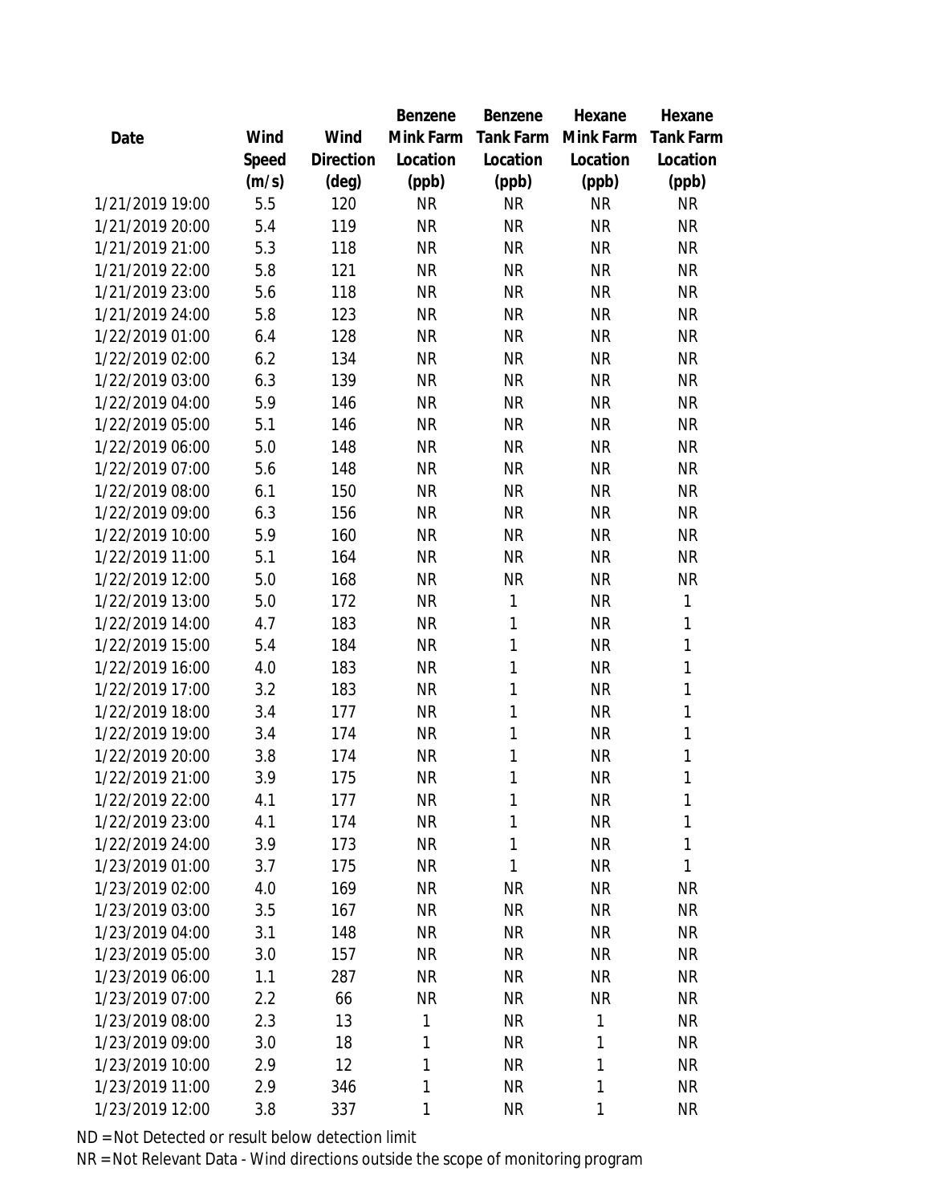| Date | Wind Speed (m/s) | Wind Direction (deg) | Benzene Mink Farm Location (ppb) | Benzene Tank Farm Location (ppb) | Hexane Mink Farm Location (ppb) | Hexane Tank Farm Location (ppb) |
|---|---|---|---|---|---|---|
| 1/21/2019 19:00 | 5.5 | 120 | NR | NR | NR | NR |
| 1/21/2019 20:00 | 5.4 | 119 | NR | NR | NR | NR |
| 1/21/2019 21:00 | 5.3 | 118 | NR | NR | NR | NR |
| 1/21/2019 22:00 | 5.8 | 121 | NR | NR | NR | NR |
| 1/21/2019 23:00 | 5.6 | 118 | NR | NR | NR | NR |
| 1/21/2019 24:00 | 5.8 | 123 | NR | NR | NR | NR |
| 1/22/2019 01:00 | 6.4 | 128 | NR | NR | NR | NR |
| 1/22/2019 02:00 | 6.2 | 134 | NR | NR | NR | NR |
| 1/22/2019 03:00 | 6.3 | 139 | NR | NR | NR | NR |
| 1/22/2019 04:00 | 5.9 | 146 | NR | NR | NR | NR |
| 1/22/2019 05:00 | 5.1 | 146 | NR | NR | NR | NR |
| 1/22/2019 06:00 | 5.0 | 148 | NR | NR | NR | NR |
| 1/22/2019 07:00 | 5.6 | 148 | NR | NR | NR | NR |
| 1/22/2019 08:00 | 6.1 | 150 | NR | NR | NR | NR |
| 1/22/2019 09:00 | 6.3 | 156 | NR | NR | NR | NR |
| 1/22/2019 10:00 | 5.9 | 160 | NR | NR | NR | NR |
| 1/22/2019 11:00 | 5.1 | 164 | NR | NR | NR | NR |
| 1/22/2019 12:00 | 5.0 | 168 | NR | NR | NR | NR |
| 1/22/2019 13:00 | 5.0 | 172 | NR | 1 | NR | 1 |
| 1/22/2019 14:00 | 4.7 | 183 | NR | 1 | NR | 1 |
| 1/22/2019 15:00 | 5.4 | 184 | NR | 1 | NR | 1 |
| 1/22/2019 16:00 | 4.0 | 183 | NR | 1 | NR | 1 |
| 1/22/2019 17:00 | 3.2 | 183 | NR | 1 | NR | 1 |
| 1/22/2019 18:00 | 3.4 | 177 | NR | 1 | NR | 1 |
| 1/22/2019 19:00 | 3.4 | 174 | NR | 1 | NR | 1 |
| 1/22/2019 20:00 | 3.8 | 174 | NR | 1 | NR | 1 |
| 1/22/2019 21:00 | 3.9 | 175 | NR | 1 | NR | 1 |
| 1/22/2019 22:00 | 4.1 | 177 | NR | 1 | NR | 1 |
| 1/22/2019 23:00 | 4.1 | 174 | NR | 1 | NR | 1 |
| 1/22/2019 24:00 | 3.9 | 173 | NR | 1 | NR | 1 |
| 1/23/2019 01:00 | 3.7 | 175 | NR | 1 | NR | 1 |
| 1/23/2019 02:00 | 4.0 | 169 | NR | NR | NR | NR |
| 1/23/2019 03:00 | 3.5 | 167 | NR | NR | NR | NR |
| 1/23/2019 04:00 | 3.1 | 148 | NR | NR | NR | NR |
| 1/23/2019 05:00 | 3.0 | 157 | NR | NR | NR | NR |
| 1/23/2019 06:00 | 1.1 | 287 | NR | NR | NR | NR |
| 1/23/2019 07:00 | 2.2 | 66 | NR | NR | NR | NR |
| 1/23/2019 08:00 | 2.3 | 13 | 1 | NR | 1 | NR |
| 1/23/2019 09:00 | 3.0 | 18 | 1 | NR | 1 | NR |
| 1/23/2019 10:00 | 2.9 | 12 | 1 | NR | 1 | NR |
| 1/23/2019 11:00 | 2.9 | 346 | 1 | NR | 1 | NR |
| 1/23/2019 12:00 | 3.8 | 337 | 1 | NR | 1 | NR |

ND = Not Detected or result below detection limit
NR = Not Relevant Data - Wind directions outside the scope of monitoring program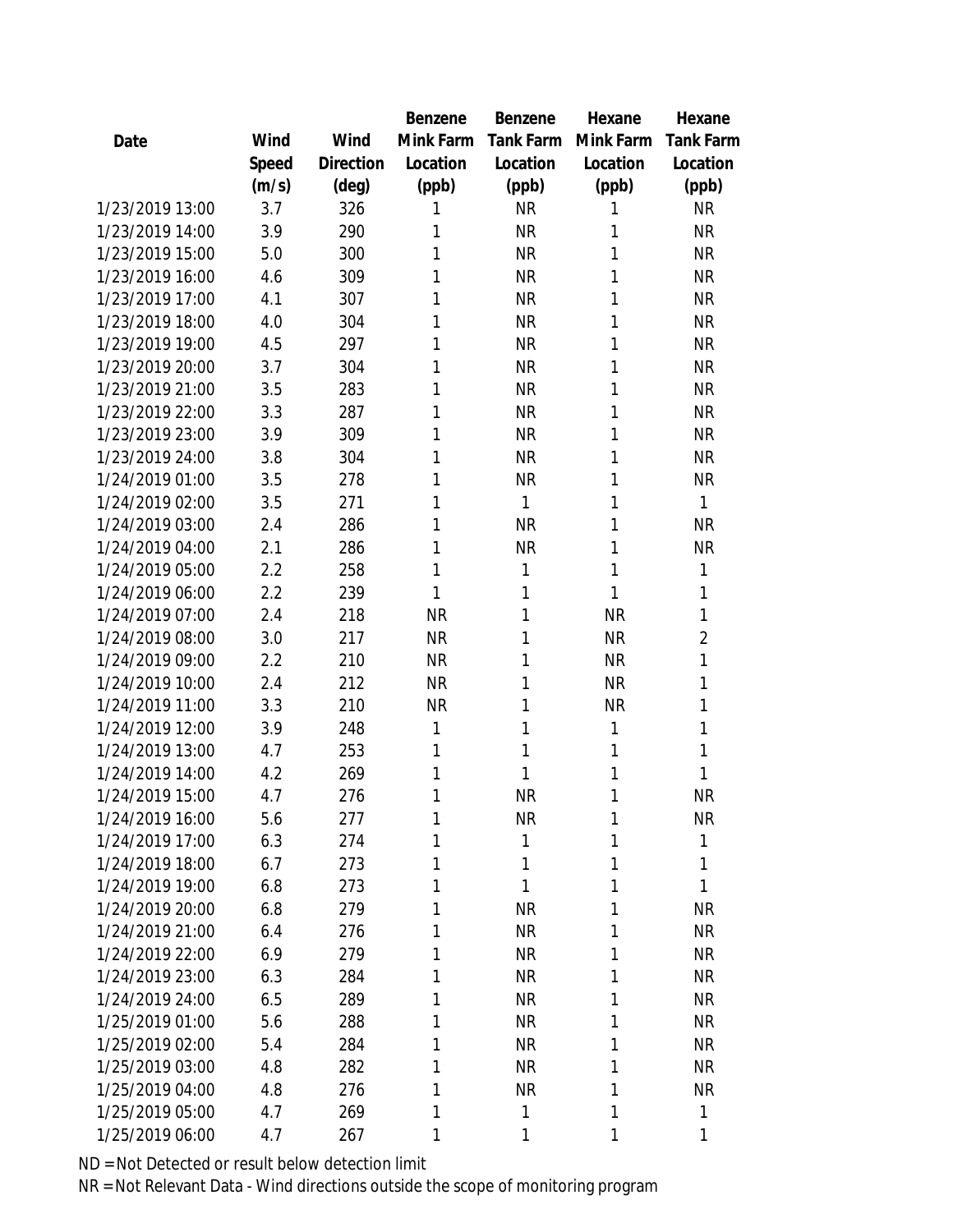| Date | Wind Speed (m/s) | Wind Direction (deg) | Benzene Mink Farm Location (ppb) | Benzene Tank Farm Location (ppb) | Hexane Mink Farm Location (ppb) | Hexane Tank Farm Location (ppb) |
|---|---|---|---|---|---|---|
| 1/23/2019 13:00 | 3.7 | 326 | 1 | NR | 1 | NR |
| 1/23/2019 14:00 | 3.9 | 290 | 1 | NR | 1 | NR |
| 1/23/2019 15:00 | 5.0 | 300 | 1 | NR | 1 | NR |
| 1/23/2019 16:00 | 4.6 | 309 | 1 | NR | 1 | NR |
| 1/23/2019 17:00 | 4.1 | 307 | 1 | NR | 1 | NR |
| 1/23/2019 18:00 | 4.0 | 304 | 1 | NR | 1 | NR |
| 1/23/2019 19:00 | 4.5 | 297 | 1 | NR | 1 | NR |
| 1/23/2019 20:00 | 3.7 | 304 | 1 | NR | 1 | NR |
| 1/23/2019 21:00 | 3.5 | 283 | 1 | NR | 1 | NR |
| 1/23/2019 22:00 | 3.3 | 287 | 1 | NR | 1 | NR |
| 1/23/2019 23:00 | 3.9 | 309 | 1 | NR | 1 | NR |
| 1/23/2019 24:00 | 3.8 | 304 | 1 | NR | 1 | NR |
| 1/24/2019 01:00 | 3.5 | 278 | 1 | NR | 1 | NR |
| 1/24/2019 02:00 | 3.5 | 271 | 1 | 1 | 1 | 1 |
| 1/24/2019 03:00 | 2.4 | 286 | 1 | NR | 1 | NR |
| 1/24/2019 04:00 | 2.1 | 286 | 1 | NR | 1 | NR |
| 1/24/2019 05:00 | 2.2 | 258 | 1 | 1 | 1 | 1 |
| 1/24/2019 06:00 | 2.2 | 239 | 1 | 1 | 1 | 1 |
| 1/24/2019 07:00 | 2.4 | 218 | NR | 1 | NR | 1 |
| 1/24/2019 08:00 | 3.0 | 217 | NR | 1 | NR | 2 |
| 1/24/2019 09:00 | 2.2 | 210 | NR | 1 | NR | 1 |
| 1/24/2019 10:00 | 2.4 | 212 | NR | 1 | NR | 1 |
| 1/24/2019 11:00 | 3.3 | 210 | NR | 1 | NR | 1 |
| 1/24/2019 12:00 | 3.9 | 248 | 1 | 1 | 1 | 1 |
| 1/24/2019 13:00 | 4.7 | 253 | 1 | 1 | 1 | 1 |
| 1/24/2019 14:00 | 4.2 | 269 | 1 | 1 | 1 | 1 |
| 1/24/2019 15:00 | 4.7 | 276 | 1 | NR | 1 | NR |
| 1/24/2019 16:00 | 5.6 | 277 | 1 | NR | 1 | NR |
| 1/24/2019 17:00 | 6.3 | 274 | 1 | 1 | 1 | 1 |
| 1/24/2019 18:00 | 6.7 | 273 | 1 | 1 | 1 | 1 |
| 1/24/2019 19:00 | 6.8 | 273 | 1 | 1 | 1 | 1 |
| 1/24/2019 20:00 | 6.8 | 279 | 1 | NR | 1 | NR |
| 1/24/2019 21:00 | 6.4 | 276 | 1 | NR | 1 | NR |
| 1/24/2019 22:00 | 6.9 | 279 | 1 | NR | 1 | NR |
| 1/24/2019 23:00 | 6.3 | 284 | 1 | NR | 1 | NR |
| 1/24/2019 24:00 | 6.5 | 289 | 1 | NR | 1 | NR |
| 1/25/2019 01:00 | 5.6 | 288 | 1 | NR | 1 | NR |
| 1/25/2019 02:00 | 5.4 | 284 | 1 | NR | 1 | NR |
| 1/25/2019 03:00 | 4.8 | 282 | 1 | NR | 1 | NR |
| 1/25/2019 04:00 | 4.8 | 276 | 1 | NR | 1 | NR |
| 1/25/2019 05:00 | 4.7 | 269 | 1 | 1 | 1 | 1 |
| 1/25/2019 06:00 | 4.7 | 267 | 1 | 1 | 1 | 1 |

ND = Not Detected or result below detection limit

NR = Not Relevant Data - Wind directions outside the scope of monitoring program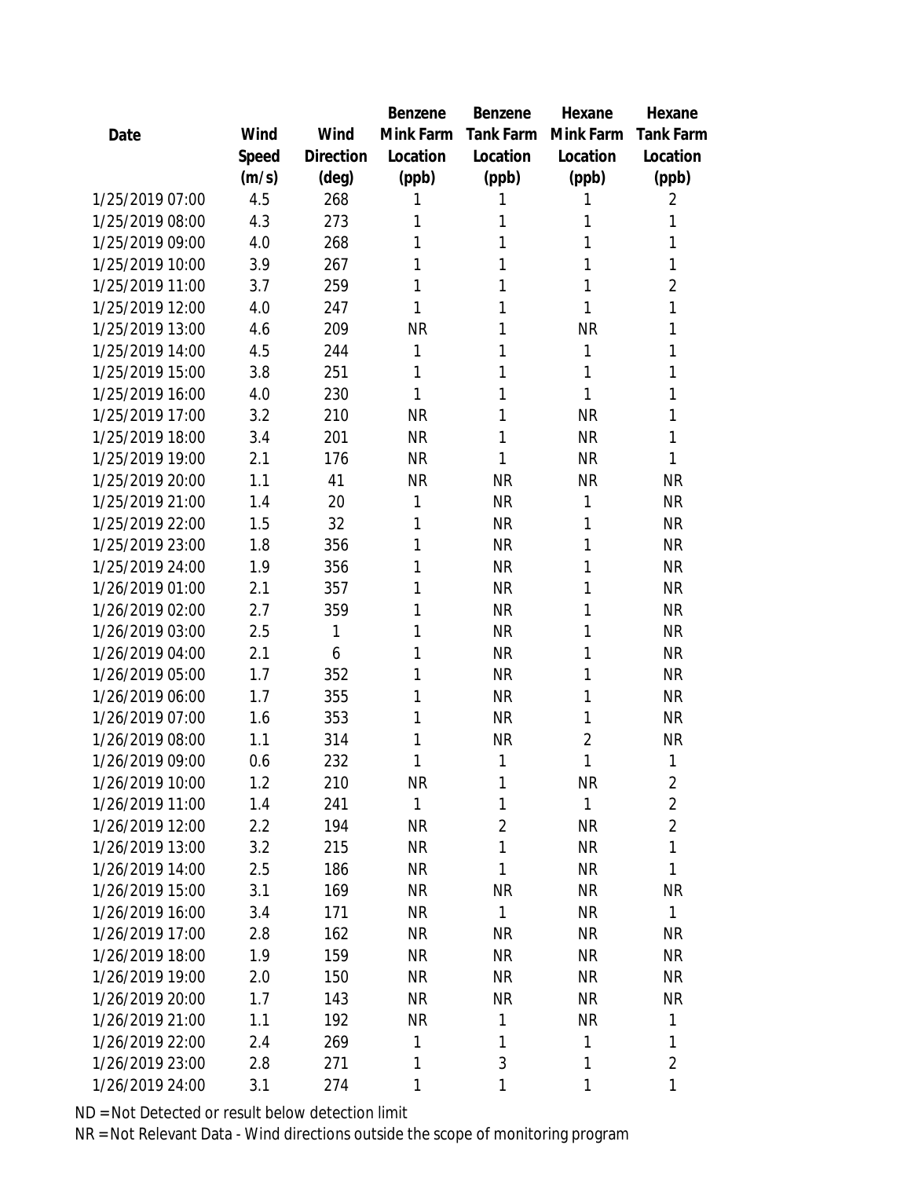| Date | Wind Speed (m/s) | Wind Direction (deg) | Benzene Mink Farm Location (ppb) | Benzene Tank Farm Location (ppb) | Hexane Mink Farm Location (ppb) | Hexane Tank Farm Location (ppb) |
|---|---|---|---|---|---|---|
| 1/25/2019 07:00 | 4.5 | 268 | 1 | 1 | 1 | 2 |
| 1/25/2019 08:00 | 4.3 | 273 | 1 | 1 | 1 | 1 |
| 1/25/2019 09:00 | 4.0 | 268 | 1 | 1 | 1 | 1 |
| 1/25/2019 10:00 | 3.9 | 267 | 1 | 1 | 1 | 1 |
| 1/25/2019 11:00 | 3.7 | 259 | 1 | 1 | 1 | 2 |
| 1/25/2019 12:00 | 4.0 | 247 | 1 | 1 | 1 | 1 |
| 1/25/2019 13:00 | 4.6 | 209 | NR | 1 | NR | 1 |
| 1/25/2019 14:00 | 4.5 | 244 | 1 | 1 | 1 | 1 |
| 1/25/2019 15:00 | 3.8 | 251 | 1 | 1 | 1 | 1 |
| 1/25/2019 16:00 | 4.0 | 230 | 1 | 1 | 1 | 1 |
| 1/25/2019 17:00 | 3.2 | 210 | NR | 1 | NR | 1 |
| 1/25/2019 18:00 | 3.4 | 201 | NR | 1 | NR | 1 |
| 1/25/2019 19:00 | 2.1 | 176 | NR | 1 | NR | 1 |
| 1/25/2019 20:00 | 1.1 | 41 | NR | NR | NR | NR |
| 1/25/2019 21:00 | 1.4 | 20 | 1 | NR | 1 | NR |
| 1/25/2019 22:00 | 1.5 | 32 | 1 | NR | 1 | NR |
| 1/25/2019 23:00 | 1.8 | 356 | 1 | NR | 1 | NR |
| 1/25/2019 24:00 | 1.9 | 356 | 1 | NR | 1 | NR |
| 1/26/2019 01:00 | 2.1 | 357 | 1 | NR | 1 | NR |
| 1/26/2019 02:00 | 2.7 | 359 | 1 | NR | 1 | NR |
| 1/26/2019 03:00 | 2.5 | 1 | 1 | NR | 1 | NR |
| 1/26/2019 04:00 | 2.1 | 6 | 1 | NR | 1 | NR |
| 1/26/2019 05:00 | 1.7 | 352 | 1 | NR | 1 | NR |
| 1/26/2019 06:00 | 1.7 | 355 | 1 | NR | 1 | NR |
| 1/26/2019 07:00 | 1.6 | 353 | 1 | NR | 1 | NR |
| 1/26/2019 08:00 | 1.1 | 314 | 1 | NR | 2 | NR |
| 1/26/2019 09:00 | 0.6 | 232 | 1 | 1 | 1 | 1 |
| 1/26/2019 10:00 | 1.2 | 210 | NR | 1 | NR | 2 |
| 1/26/2019 11:00 | 1.4 | 241 | 1 | 1 | 1 | 2 |
| 1/26/2019 12:00 | 2.2 | 194 | NR | 2 | NR | 2 |
| 1/26/2019 13:00 | 3.2 | 215 | NR | 1 | NR | 1 |
| 1/26/2019 14:00 | 2.5 | 186 | NR | 1 | NR | 1 |
| 1/26/2019 15:00 | 3.1 | 169 | NR | NR | NR | NR |
| 1/26/2019 16:00 | 3.4 | 171 | NR | 1 | NR | 1 |
| 1/26/2019 17:00 | 2.8 | 162 | NR | NR | NR | NR |
| 1/26/2019 18:00 | 1.9 | 159 | NR | NR | NR | NR |
| 1/26/2019 19:00 | 2.0 | 150 | NR | NR | NR | NR |
| 1/26/2019 20:00 | 1.7 | 143 | NR | NR | NR | NR |
| 1/26/2019 21:00 | 1.1 | 192 | NR | 1 | NR | 1 |
| 1/26/2019 22:00 | 2.4 | 269 | 1 | 1 | 1 | 1 |
| 1/26/2019 23:00 | 2.8 | 271 | 1 | 3 | 1 | 2 |
| 1/26/2019 24:00 | 3.1 | 274 | 1 | 1 | 1 | 1 |

ND = Not Detected or result below detection limit

NR = Not Relevant Data - Wind directions outside the scope of monitoring program